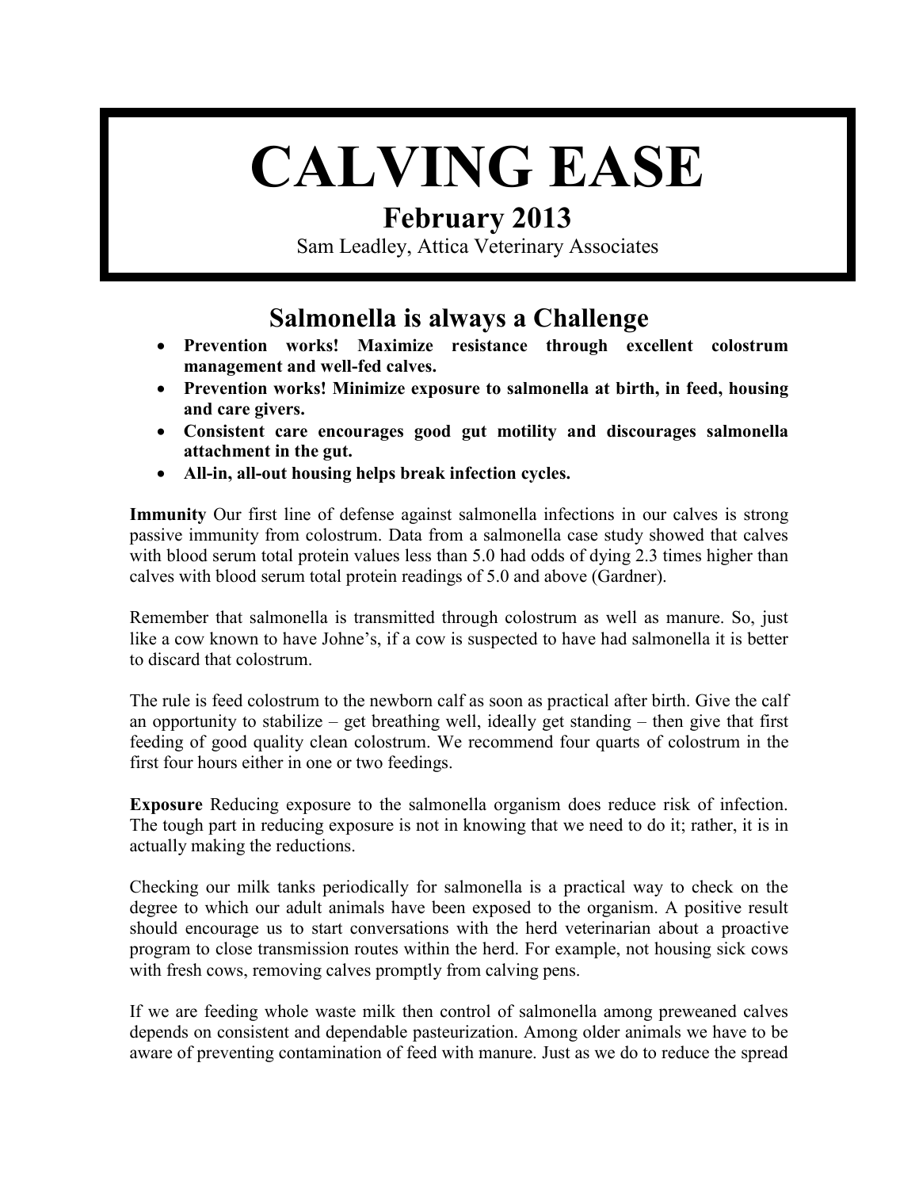# CALVING EASE

## February 2013

Sam Leadley, Attica Veterinary Associates

## Salmonella is always a Challenge

- **Prevention works! Maximize resistance through excellent colostrum management and well-fed calves.**
- **Prevention works! Minimize exposure to salmonella at birth, in feed, housing and care givers.**
- **Consistent care encourages good gut motility and discourages salmonella attachment in the gut.**
- **All-in, all-out housing helps break infection cycles.**

**Immunity** Our first line of defense against salmonella infections in our calves is strong passive immunity from colostrum. Data from a salmonella case study showed that calves with blood serum total protein values less than 5.0 had odds of dying 2.3 times higher than calves with blood serum total protein readings of 5.0 and above (Gardner).

Remember that salmonella is transmitted through colostrum as well as manure. So, just like a cow known to have Johne's, if a cow is suspected to have had salmonella it is better to discard that colostrum.

The rule is feed colostrum to the newborn calf as soon as practical after birth. Give the calf an opportunity to stabilize – get breathing well, ideally get standing – then give that first feeding of good quality clean colostrum. We recommend four quarts of colostrum in the first four hours either in one or two feedings.

**Exposure** Reducing exposure to the salmonella organism does reduce risk of infection. The tough part in reducing exposure is not in knowing that we need to do it; rather, it is in actually making the reductions.

Checking our milk tanks periodically for salmonella is a practical way to check on the degree to which our adult animals have been exposed to the organism. A positive result should encourage us to start conversations with the herd veterinarian about a proactive program to close transmission routes within the herd. For example, not housing sick cows with fresh cows, removing calves promptly from calving pens.

If we are feeding whole waste milk then control of salmonella among preweaned calves depends on consistent and dependable pasteurization. Among older animals we have to be aware of preventing contamination of feed with manure. Just as we do to reduce the spread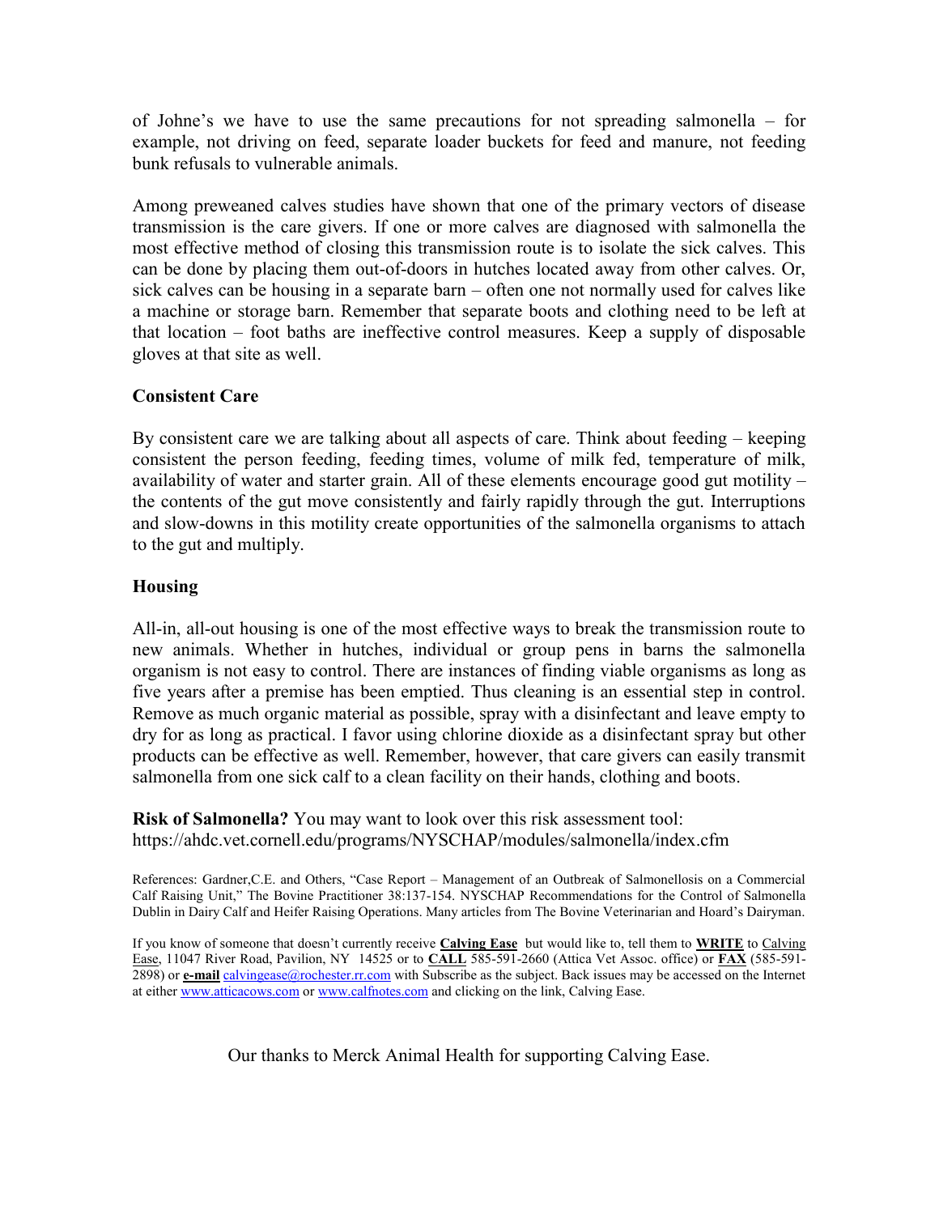of Johne's we have to use the same precautions for not spreading salmonella – for example, not driving on feed, separate loader buckets for feed and manure, not feeding bunk refusals to vulnerable animals.

Among preweaned calves studies have shown that one of the primary vectors of disease transmission is the care givers. If one or more calves are diagnosed with salmonella the most effective method of closing this transmission route is to isolate the sick calves. This can be done by placing them out-of-doors in hutches located away from other calves. Or, sick calves can be housing in a separate barn – often one not normally used for calves like a machine or storage barn. Remember that separate boots and clothing need to be left at that location – foot baths are ineffective control measures. Keep a supply of disposable gloves at that site as well.

**Consistent Care**

By consistent care we are talking about all aspects of care. Think about feeding – keeping consistent the person feeding, feeding times, volume of milk fed, temperature of milk, availability of water and starter grain. All of these elements encourage good gut motility – the contents of the gut move consistently and fairly rapidly through the gut. Interruptions and slow-downs in this motility create opportunities of the salmonella organisms to attach to the gut and multiply.

**Housing**

All-in, all-out housing is one of the most effective ways to break the transmission route to new animals. Whether in hutches, individual or group pens in barns the salmonella organism is not easy to control. There are instances of finding viable organisms as long as five years after a premise has been emptied. Thus cleaning is an essential step in control. Remove as much organic material as possible, spray with a disinfectant and leave empty to dry for as long as practical. I favor using chlorine dioxide as a disinfectant spray but other products can be effective as well. Remember, however, that care givers can easily transmit salmonella from one sick calf to a clean facility on their hands, clothing and boots.

**Risk of Salmonella?** You may want to look over this risk assessment tool:
https://ahdc.vet.cornell.edu/programs/NYSCHAP/modules/salmonella/index.cfm

References: Gardner,C.E. and Others, "Case Report – Management of an Outbreak of Salmonellosis on a Commercial Calf Raising Unit," The Bovine Practitioner 38:137-154. NYSCHAP Recommendations for the Control of Salmonella Dublin in Dairy Calf and Heifer Raising Operations. Many articles from The Bovine Veterinarian and Hoard's Dairyman.

If you know of someone that doesn't currently receive **Calving Ease** but would like to, tell them to **WRITE** to Calving Ease, 11047 River Road, Pavilion, NY 14525 or to **CALL** 585-591-2660 (Attica Vet Assoc. office) or **FAX** (585-591-2898) or **e-mail** calvingease@rochester.rr.com with Subscribe as the subject. Back issues may be accessed on the Internet at either www.atticacows.com or www.calfnotes.com and clicking on the link, Calving Ease.

Our thanks to Merck Animal Health for supporting Calving Ease.